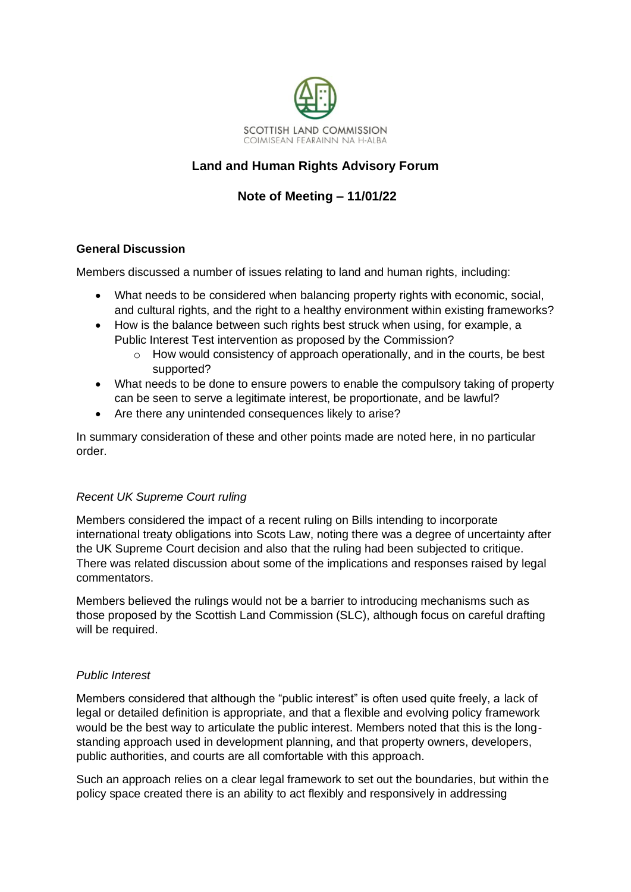SCOTTISH LAND COMMISSION
COIMISEAN FEARAINN NA H-ALBA

# Land and Human Rights Advisory Forum

## Note of Meeting – 11/01/22

### General Discussion

Members discussed a number of issues relating to land and human rights, including:

- What needs to be considered when balancing property rights with economic, social, and cultural rights, and the right to a healthy environment within existing frameworks?
- How is the balance between such rights best struck when using, for example, a Public Interest Test intervention as proposed by the Commission?
  - How would consistency of approach operationally, and in the courts, be best supported?
- What needs to be done to ensure powers to enable the compulsory taking of property can be seen to serve a legitimate interest, be proportionate, and be lawful?
- Are there any unintended consequences likely to arise?

In summary consideration of these and other points made are noted here, in no particular order.

*Recent UK Supreme Court ruling*

Members considered the impact of a recent ruling on Bills intending to incorporate international treaty obligations into Scots Law, noting there was a degree of uncertainty after the UK Supreme Court decision and also that the ruling had been subjected to critique. There was related discussion about some of the implications and responses raised by legal commentators.

Members believed the rulings would not be a barrier to introducing mechanisms such as those proposed by the Scottish Land Commission (SLC), although focus on careful drafting will be required.

*Public Interest*

Members considered that although the "public interest" is often used quite freely, a lack of legal or detailed definition is appropriate, and that a flexible and evolving policy framework would be the best way to articulate the public interest. Members noted that this is the long-standing approach used in development planning, and that property owners, developers, public authorities, and courts are all comfortable with this approach.

Such an approach relies on a clear legal framework to set out the boundaries, but within the policy space created there is an ability to act flexibly and responsively in addressing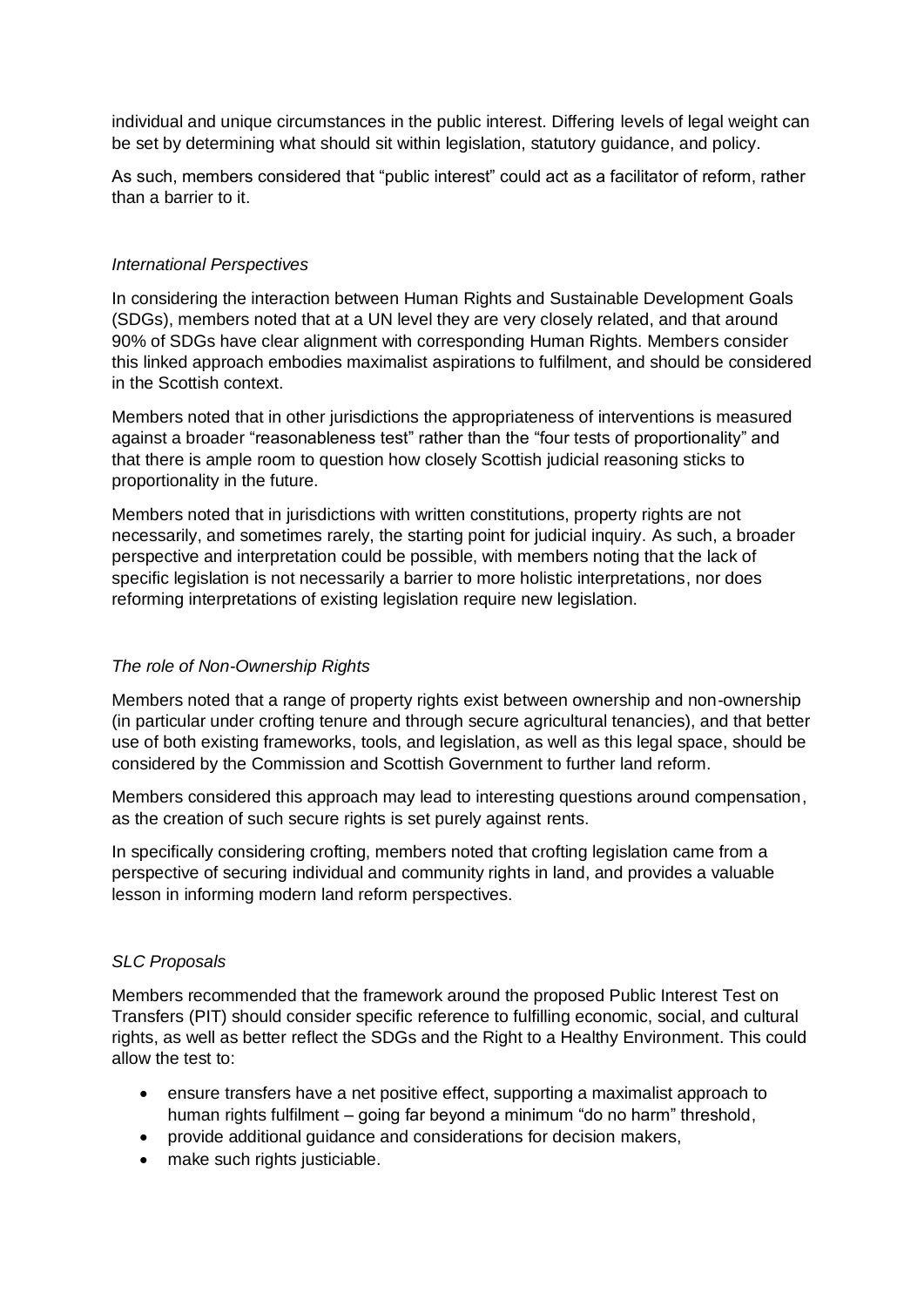individual and unique circumstances in the public interest. Differing levels of legal weight can be set by determining what should sit within legislation, statutory guidance, and policy.

As such, members considered that "public interest" could act as a facilitator of reform, rather than a barrier to it.

*International Perspectives*

In considering the interaction between Human Rights and Sustainable Development Goals (SDGs), members noted that at a UN level they are very closely related, and that around 90% of SDGs have clear alignment with corresponding Human Rights. Members consider this linked approach embodies maximalist aspirations to fulfilment, and should be considered in the Scottish context.

Members noted that in other jurisdictions the appropriateness of interventions is measured against a broader "reasonableness test" rather than the "four tests of proportionality" and that there is ample room to question how closely Scottish judicial reasoning sticks to proportionality in the future.

Members noted that in jurisdictions with written constitutions, property rights are not necessarily, and sometimes rarely, the starting point for judicial inquiry. As such, a broader perspective and interpretation could be possible, with members noting that the lack of specific legislation is not necessarily a barrier to more holistic interpretations, nor does reforming interpretations of existing legislation require new legislation.

*The role of Non-Ownership Rights*

Members noted that a range of property rights exist between ownership and non-ownership (in particular under crofting tenure and through secure agricultural tenancies), and that better use of both existing frameworks, tools, and legislation, as well as this legal space, should be considered by the Commission and Scottish Government to further land reform.

Members considered this approach may lead to interesting questions around compensation, as the creation of such secure rights is set purely against rents.

In specifically considering crofting, members noted that crofting legislation came from a perspective of securing individual and community rights in land, and provides a valuable lesson in informing modern land reform perspectives.

*SLC Proposals*

Members recommended that the framework around the proposed Public Interest Test on Transfers (PIT) should consider specific reference to fulfilling economic, social, and cultural rights, as well as better reflect the SDGs and the Right to a Healthy Environment. This could allow the test to:

- ensure transfers have a net positive effect, supporting a maximalist approach to human rights fulfilment – going far beyond a minimum "do no harm" threshold,
- provide additional guidance and considerations for decision makers,
- make such rights justiciable.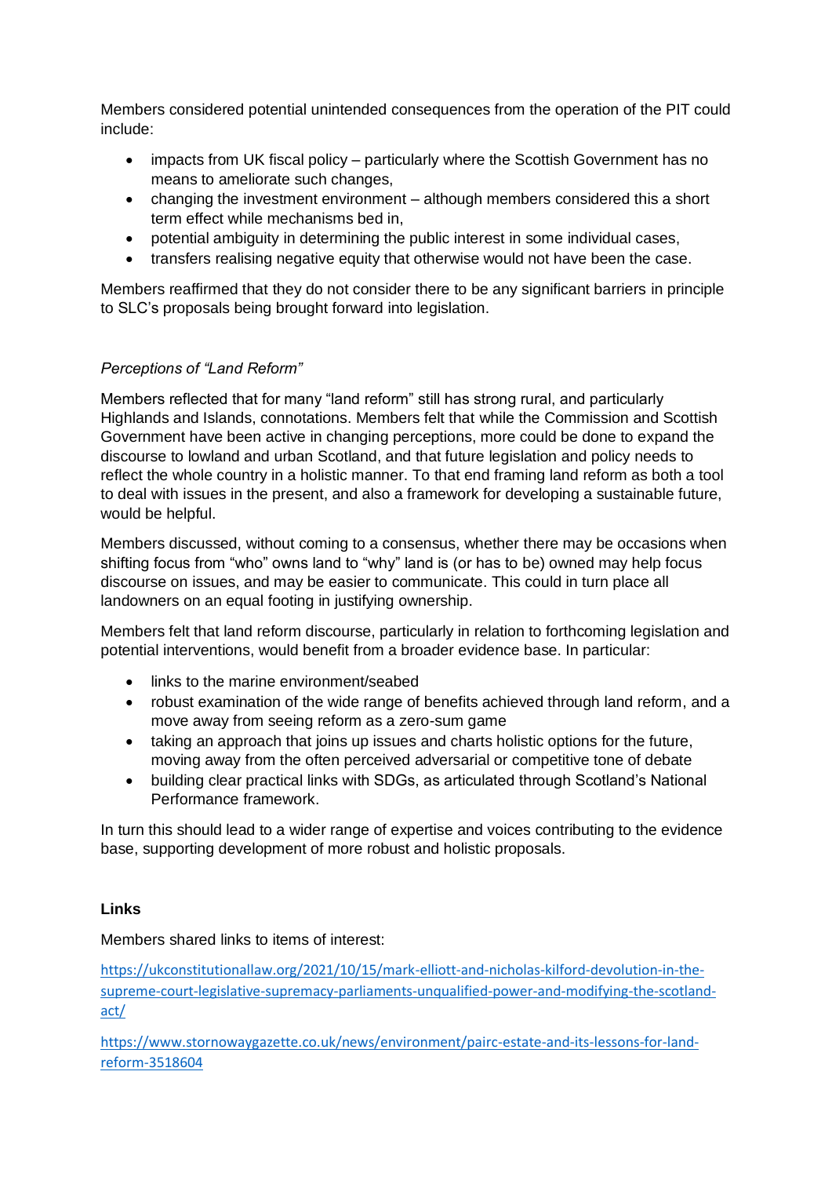Members considered potential unintended consequences from the operation of the PIT could include:

- impacts from UK fiscal policy – particularly where the Scottish Government has no means to ameliorate such changes,
- changing the investment environment – although members considered this a short term effect while mechanisms bed in,
- potential ambiguity in determining the public interest in some individual cases,
- transfers realising negative equity that otherwise would not have been the case.

Members reaffirmed that they do not consider there to be any significant barriers in principle to SLC's proposals being brought forward into legislation.

*Perceptions of "Land Reform"*

Members reflected that for many "land reform" still has strong rural, and particularly Highlands and Islands, connotations. Members felt that while the Commission and Scottish Government have been active in changing perceptions, more could be done to expand the discourse to lowland and urban Scotland, and that future legislation and policy needs to reflect the whole country in a holistic manner. To that end framing land reform as both a tool to deal with issues in the present, and also a framework for developing a sustainable future, would be helpful.

Members discussed, without coming to a consensus, whether there may be occasions when shifting focus from "who" owns land to "why" land is (or has to be) owned may help focus discourse on issues, and may be easier to communicate. This could in turn place all landowners on an equal footing in justifying ownership.

Members felt that land reform discourse, particularly in relation to forthcoming legislation and potential interventions, would benefit from a broader evidence base. In particular:

- links to the marine environment/seabed
- robust examination of the wide range of benefits achieved through land reform, and a move away from seeing reform as a zero-sum game
- taking an approach that joins up issues and charts holistic options for the future, moving away from the often perceived adversarial or competitive tone of debate
- building clear practical links with SDGs, as articulated through Scotland's National Performance framework.

In turn this should lead to a wider range of expertise and voices contributing to the evidence base, supporting development of more robust and holistic proposals.

**Links**

Members shared links to items of interest:

https://ukconstitutionallaw.org/2021/10/15/mark-elliott-and-nicholas-kilford-devolution-in-the-supreme-court-legislative-supremacy-parliaments-unqualified-power-and-modifying-the-scotland-act/

https://www.stornowaygazette.co.uk/news/environment/pairc-estate-and-its-lessons-for-land-reform-3518604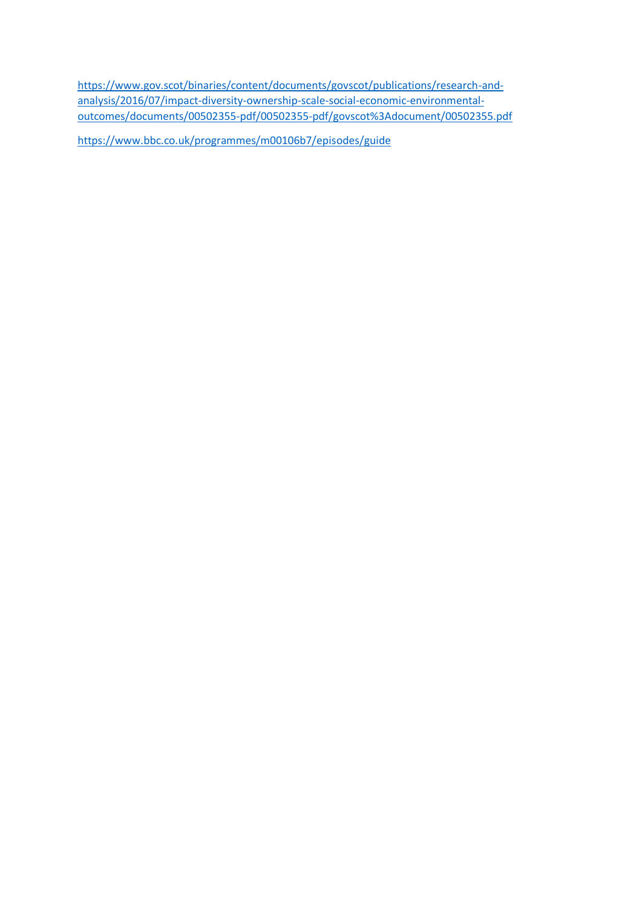https://www.gov.scot/binaries/content/documents/govscot/publications/research-and-analysis/2016/07/impact-diversity-ownership-scale-social-economic-environmental-outcomes/documents/00502355-pdf/00502355-pdf/govscot%3Adocument/00502355.pdf

https://www.bbc.co.uk/programmes/m00106b7/episodes/guide